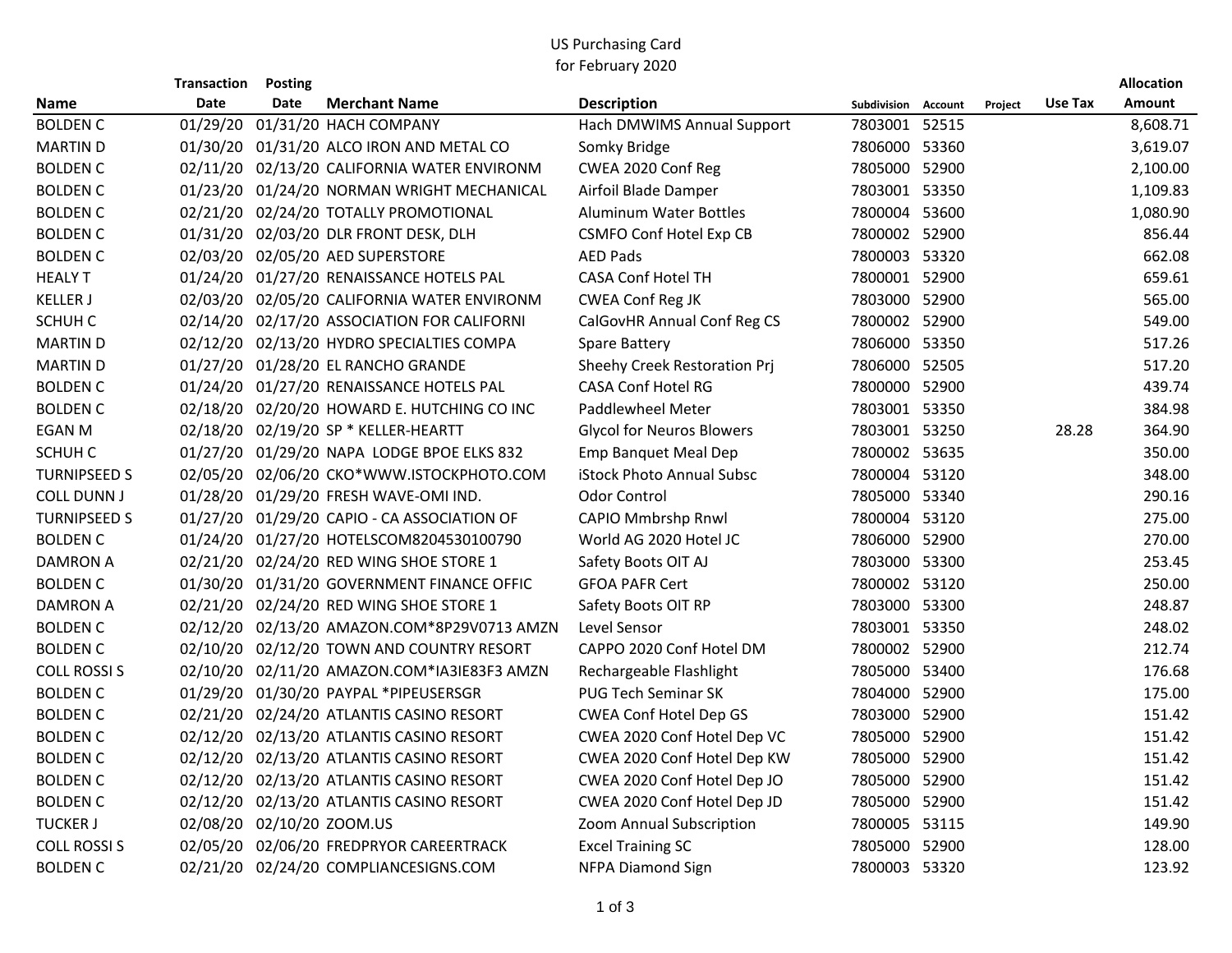# US Purchasing Card
## for February 2020

| Name | Transaction Date | Posting Date | Merchant Name | Description | Subdivision | Account | Project | Use Tax | Allocation Amount |
|---|---|---|---|---|---|---|---|---|---|
| BOLDEN C | 01/29/20 | 01/31/20 | HACH COMPANY | Hach DMWIMS Annual Support | 7803001 | 52515 | | | 8,608.71 |
| MARTIN D | 01/30/20 | 01/31/20 | ALCO IRON AND METAL CO | Somky Bridge | 7806000 | 53360 | | | 3,619.07 |
| BOLDEN C | 02/11/20 | 02/13/20 | CALIFORNIA WATER ENVIRONM | CWEA 2020 Conf Reg | 7805000 | 52900 | | | 2,100.00 |
| BOLDEN C | 01/23/20 | 01/24/20 | NORMAN WRIGHT MECHANICAL | Airfoil Blade Damper | 7803001 | 53350 | | | 1,109.83 |
| BOLDEN C | 02/21/20 | 02/24/20 | TOTALLY PROMOTIONAL | Aluminum Water Bottles | 7800004 | 53600 | | | 1,080.90 |
| BOLDEN C | 01/31/20 | 02/03/20 | DLR FRONT DESK, DLH | CSMFO Conf Hotel Exp CB | 7800002 | 52900 | | | 856.44 |
| BOLDEN C | 02/03/20 | 02/05/20 | AED SUPERSTORE | AED Pads | 7800003 | 53320 | | | 662.08 |
| HEALY T | 01/24/20 | 01/27/20 | RENAISSANCE HOTELS PAL | CASA Conf Hotel TH | 7800001 | 52900 | | | 659.61 |
| KELLER J | 02/03/20 | 02/05/20 | CALIFORNIA WATER ENVIRONM | CWEA Conf Reg JK | 7803000 | 52900 | | | 565.00 |
| SCHUH C | 02/14/20 | 02/17/20 | ASSOCIATION FOR CALIFORNI | CalGovHR Annual Conf Reg CS | 7800002 | 52900 | | | 549.00 |
| MARTIN D | 02/12/20 | 02/13/20 | HYDRO SPECIALTIES COMPA | Spare Battery | 7806000 | 53350 | | | 517.26 |
| MARTIN D | 01/27/20 | 01/28/20 | EL RANCHO GRANDE | Sheehy Creek Restoration Prj | 7806000 | 52505 | | | 517.20 |
| BOLDEN C | 01/24/20 | 01/27/20 | RENAISSANCE HOTELS PAL | CASA Conf Hotel RG | 7800000 | 52900 | | | 439.74 |
| BOLDEN C | 02/18/20 | 02/20/20 | HOWARD E. HUTCHING CO INC | Paddlewheel Meter | 7803001 | 53350 | | | 384.98 |
| EGAN M | 02/18/20 | 02/19/20 | SP * KELLER-HEARTT | Glycol for Neuros Blowers | 7803001 | 53250 | | 28.28 | 364.90 |
| SCHUH C | 01/27/20 | 01/29/20 | NAPA LODGE BPOE ELKS 832 | Emp Banquet Meal Dep | 7800002 | 53635 | | | 350.00 |
| TURNIPSEED S | 02/05/20 | 02/06/20 | CKO*WWW.ISTOCKPHOTO.COM | iStock Photo Annual Subsc | 7800004 | 53120 | | | 348.00 |
| COLL DUNN J | 01/28/20 | 01/29/20 | FRESH WAVE-OMI IND. | Odor Control | 7805000 | 53340 | | | 290.16 |
| TURNIPSEED S | 01/27/20 | 01/29/20 | CAPIO - CA ASSOCIATION OF | CAPIO Mmbrshp Rnwl | 7800004 | 53120 | | | 275.00 |
| BOLDEN C | 01/24/20 | 01/27/20 | HOTELSCOM8204530100790 | World AG 2020 Hotel JC | 7806000 | 52900 | | | 270.00 |
| DAMRON A | 02/21/20 | 02/24/20 | RED WING SHOE STORE 1 | Safety Boots OIT AJ | 7803000 | 53300 | | | 253.45 |
| BOLDEN C | 01/30/20 | 01/31/20 | GOVERNMENT FINANCE OFFIC | GFOA PAFR Cert | 7800002 | 53120 | | | 250.00 |
| DAMRON A | 02/21/20 | 02/24/20 | RED WING SHOE STORE 1 | Safety Boots OIT RP | 7803000 | 53300 | | | 248.87 |
| BOLDEN C | 02/12/20 | 02/13/20 | AMAZON.COM*8P29V0713 AMZN | Level Sensor | 7803001 | 53350 | | | 248.02 |
| BOLDEN C | 02/10/20 | 02/12/20 | TOWN AND COUNTRY RESORT | CAPPO 2020 Conf Hotel DM | 7800002 | 52900 | | | 212.74 |
| COLL ROSSI S | 02/10/20 | 02/11/20 | AMAZON.COM*IA3IE83F3 AMZN | Rechargeable Flashlight | 7805000 | 53400 | | | 176.68 |
| BOLDEN C | 01/29/20 | 01/30/20 | PAYPAL *PIPEUSERSGR | PUG Tech Seminar SK | 7804000 | 52900 | | | 175.00 |
| BOLDEN C | 02/21/20 | 02/24/20 | ATLANTIS CASINO RESORT | CWEA Conf Hotel Dep GS | 7803000 | 52900 | | | 151.42 |
| BOLDEN C | 02/12/20 | 02/13/20 | ATLANTIS CASINO RESORT | CWEA 2020 Conf Hotel Dep VC | 7805000 | 52900 | | | 151.42 |
| BOLDEN C | 02/12/20 | 02/13/20 | ATLANTIS CASINO RESORT | CWEA 2020 Conf Hotel Dep KW | 7805000 | 52900 | | | 151.42 |
| BOLDEN C | 02/12/20 | 02/13/20 | ATLANTIS CASINO RESORT | CWEA 2020 Conf Hotel Dep JO | 7805000 | 52900 | | | 151.42 |
| BOLDEN C | 02/12/20 | 02/13/20 | ATLANTIS CASINO RESORT | CWEA 2020 Conf Hotel Dep JD | 7805000 | 52900 | | | 151.42 |
| TUCKER J | 02/08/20 | 02/10/20 | ZOOM.US | Zoom Annual Subscription | 7800005 | 53115 | | | 149.90 |
| COLL ROSSI S | 02/05/20 | 02/06/20 | FREDPRYOR CAREERTRACK | Excel Training SC | 7805000 | 52900 | | | 128.00 |
| BOLDEN C | 02/21/20 | 02/24/20 | COMPLIANCESIGNS.COM | NFPA Diamond Sign | 7800003 | 53320 | | | 123.92 |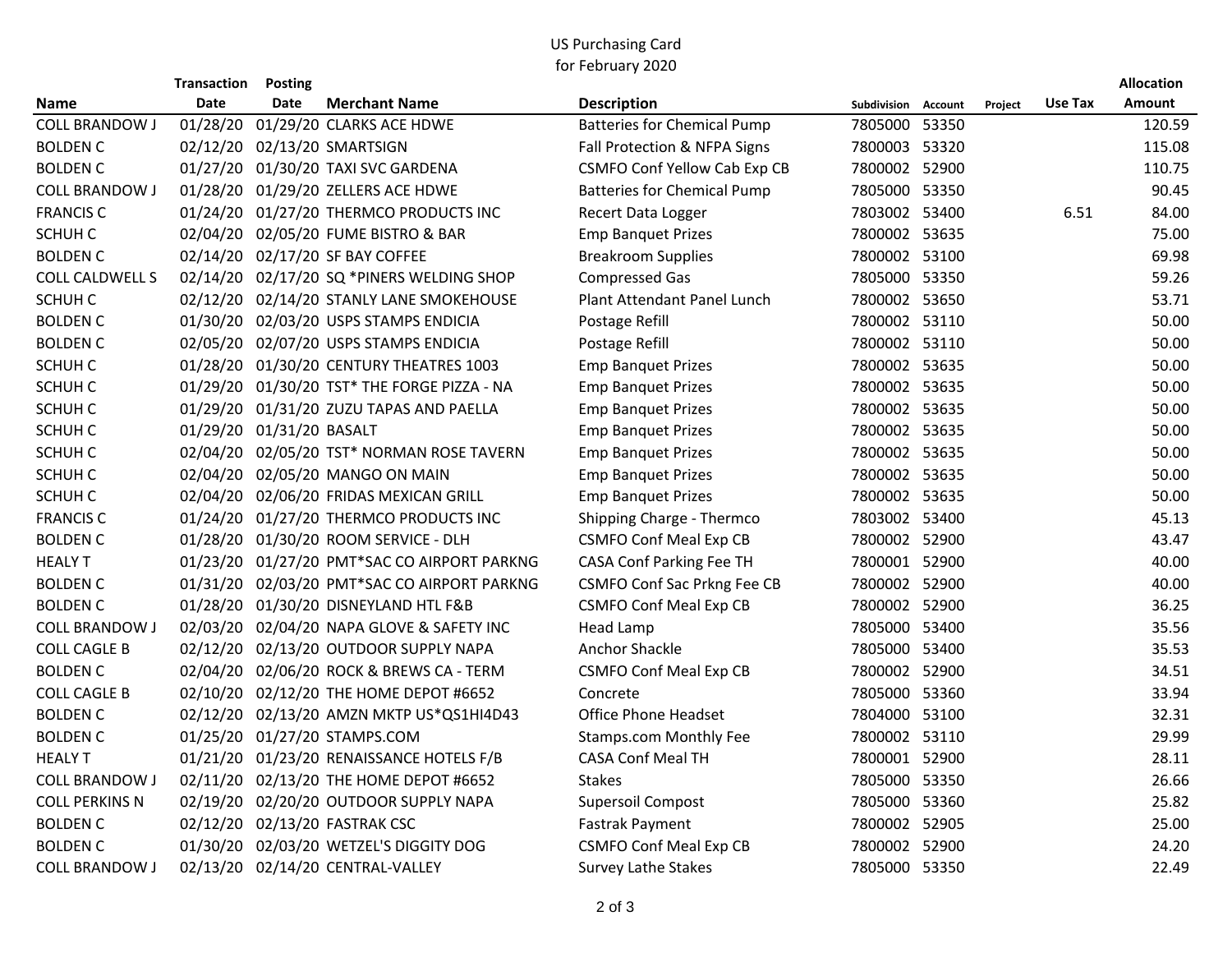US Purchasing Card
for February 2020

| Name | Transaction Date | Posting Date | Merchant Name | Description | Subdivision | Account | Project | Use Tax | Allocation Amount |
|---|---|---|---|---|---|---|---|---|---|
| COLL BRANDOW J | 01/28/20 | 01/29/20 | CLARKS ACE HDWE | Batteries for Chemical Pump | 7805000 | 53350 | | | 120.59 |
| BOLDEN C | 02/12/20 | 02/13/20 | SMARTSIGN | Fall Protection & NFPA Signs | 7800003 | 53320 | | | 115.08 |
| BOLDEN C | 01/27/20 | 01/30/20 | TAXI SVC GARDENA | CSMFO Conf Yellow Cab Exp CB | 7800002 | 52900 | | | 110.75 |
| COLL BRANDOW J | 01/28/20 | 01/29/20 | ZELLERS ACE HDWE | Batteries for Chemical Pump | 7805000 | 53350 | | | 90.45 |
| FRANCIS C | 01/24/20 | 01/27/20 | THERMCO PRODUCTS INC | Recert Data Logger | 7803002 | 53400 | | 6.51 | 84.00 |
| SCHUH C | 02/04/20 | 02/05/20 | FUME BISTRO & BAR | Emp Banquet Prizes | 7800002 | 53635 | | | 75.00 |
| BOLDEN C | 02/14/20 | 02/17/20 | SF BAY COFFEE | Breakroom Supplies | 7800002 | 53100 | | | 69.98 |
| COLL CALDWELL S | 02/14/20 | 02/17/20 | SQ *PINERS WELDING SHOP | Compressed Gas | 7805000 | 53350 | | | 59.26 |
| SCHUH C | 02/12/20 | 02/14/20 | STANLY LANE SMOKEHOUSE | Plant Attendant Panel Lunch | 7800002 | 53650 | | | 53.71 |
| BOLDEN C | 01/30/20 | 02/03/20 | USPS STAMPS ENDICIA | Postage Refill | 7800002 | 53110 | | | 50.00 |
| BOLDEN C | 02/05/20 | 02/07/20 | USPS STAMPS ENDICIA | Postage Refill | 7800002 | 53110 | | | 50.00 |
| SCHUH C | 01/28/20 | 01/30/20 | CENTURY THEATRES 1003 | Emp Banquet Prizes | 7800002 | 53635 | | | 50.00 |
| SCHUH C | 01/29/20 | 01/30/20 | TST* THE FORGE PIZZA - NA | Emp Banquet Prizes | 7800002 | 53635 | | | 50.00 |
| SCHUH C | 01/29/20 | 01/31/20 | ZUZU TAPAS AND PAELLA | Emp Banquet Prizes | 7800002 | 53635 | | | 50.00 |
| SCHUH C | 01/29/20 | 01/31/20 | BASALT | Emp Banquet Prizes | 7800002 | 53635 | | | 50.00 |
| SCHUH C | 02/04/20 | 02/05/20 | TST* NORMAN ROSE TAVERN | Emp Banquet Prizes | 7800002 | 53635 | | | 50.00 |
| SCHUH C | 02/04/20 | 02/05/20 | MANGO ON MAIN | Emp Banquet Prizes | 7800002 | 53635 | | | 50.00 |
| SCHUH C | 02/04/20 | 02/06/20 | FRIDAS MEXICAN GRILL | Emp Banquet Prizes | 7800002 | 53635 | | | 50.00 |
| FRANCIS C | 01/24/20 | 01/27/20 | THERMCO PRODUCTS INC | Shipping Charge - Thermco | 7803002 | 53400 | | | 45.13 |
| BOLDEN C | 01/28/20 | 01/30/20 | ROOM SERVICE - DLH | CSMFO Conf Meal Exp CB | 7800002 | 52900 | | | 43.47 |
| HEALY T | 01/23/20 | 01/27/20 | PMT*SAC CO AIRPORT PARKNG | CASA Conf Parking Fee TH | 7800001 | 52900 | | | 40.00 |
| BOLDEN C | 01/31/20 | 02/03/20 | PMT*SAC CO AIRPORT PARKNG | CSMFO Conf Sac Prkng Fee CB | 7800002 | 52900 | | | 40.00 |
| BOLDEN C | 01/28/20 | 01/30/20 | DISNEYLAND HTL F&B | CSMFO Conf Meal Exp CB | 7800002 | 52900 | | | 36.25 |
| COLL BRANDOW J | 02/03/20 | 02/04/20 | NAPA GLOVE & SAFETY INC | Head Lamp | 7805000 | 53400 | | | 35.56 |
| COLL CAGLE B | 02/12/20 | 02/13/20 | OUTDOOR SUPPLY NAPA | Anchor Shackle | 7805000 | 53400 | | | 35.53 |
| BOLDEN C | 02/04/20 | 02/06/20 | ROCK & BREWS CA - TERM | CSMFO Conf Meal Exp CB | 7800002 | 52900 | | | 34.51 |
| COLL CAGLE B | 02/10/20 | 02/12/20 | THE HOME DEPOT #6652 | Concrete | 7805000 | 53360 | | | 33.94 |
| BOLDEN C | 02/12/20 | 02/13/20 | AMZN MKTP US*QS1HI4D43 | Office Phone Headset | 7804000 | 53100 | | | 32.31 |
| BOLDEN C | 01/25/20 | 01/27/20 | STAMPS.COM | Stamps.com Monthly Fee | 7800002 | 53110 | | | 29.99 |
| HEALY T | 01/21/20 | 01/23/20 | RENAISSANCE HOTELS F/B | CASA Conf Meal TH | 7800001 | 52900 | | | 28.11 |
| COLL BRANDOW J | 02/11/20 | 02/13/20 | THE HOME DEPOT #6652 | Stakes | 7805000 | 53350 | | | 26.66 |
| COLL PERKINS N | 02/19/20 | 02/20/20 | OUTDOOR SUPPLY NAPA | Supersoil Compost | 7805000 | 53360 | | | 25.82 |
| BOLDEN C | 02/12/20 | 02/13/20 | FASTRAK CSC | Fastrak Payment | 7800002 | 52905 | | | 25.00 |
| BOLDEN C | 01/30/20 | 02/03/20 | WETZEL'S DIGGITY DOG | CSMFO Conf Meal Exp CB | 7800002 | 52900 | | | 24.20 |
| COLL BRANDOW J | 02/13/20 | 02/14/20 | CENTRAL-VALLEY | Survey Lathe Stakes | 7805000 | 53350 | | | 22.49 |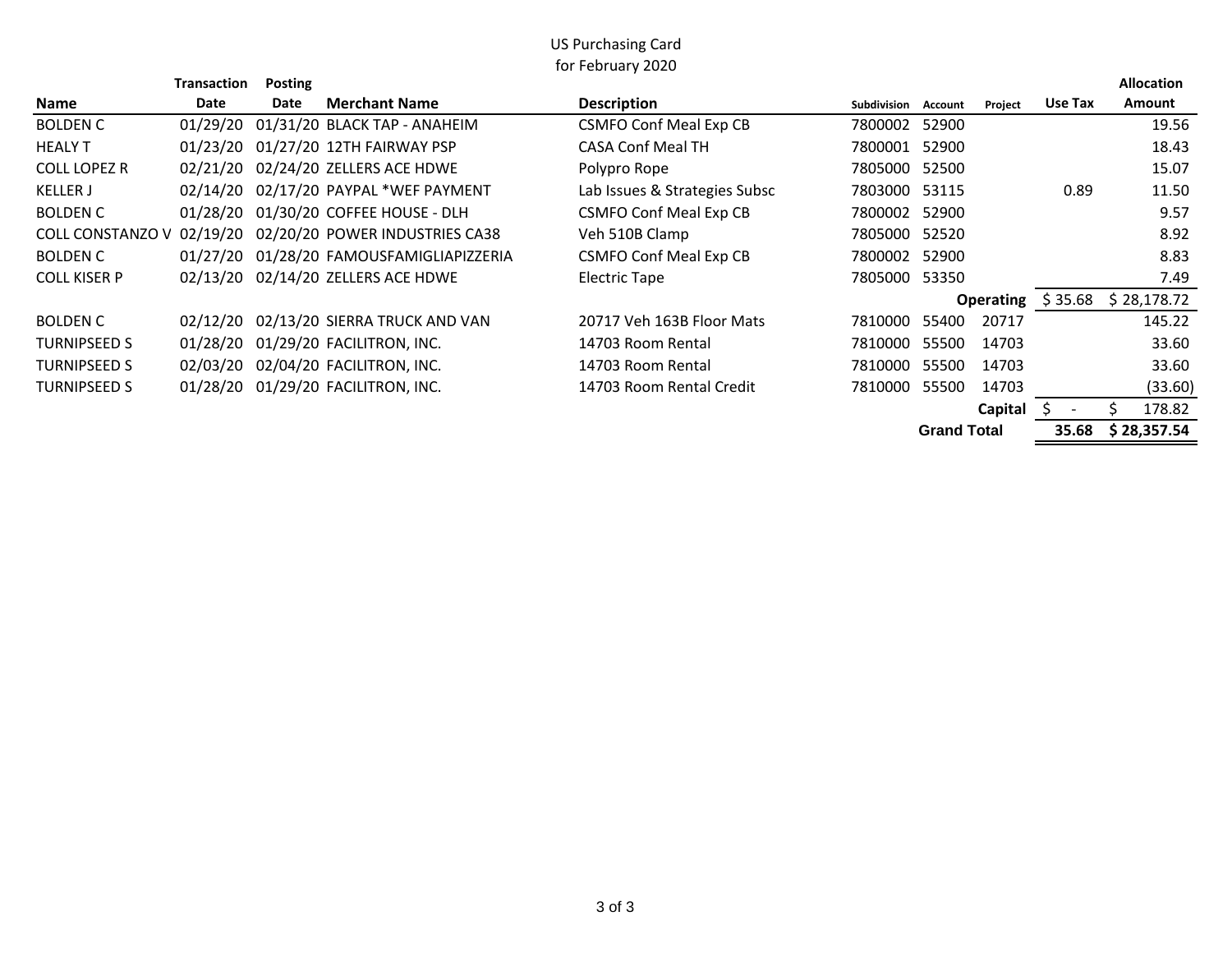US Purchasing Card
for February 2020

| Name | Transaction Date | Posting Date | Merchant Name | Description | Subdivision | Account | Project | Use Tax | Allocation Amount |
|---|---|---|---|---|---|---|---|---|---|
| BOLDEN C | 01/29/20 | 01/31/20 | BLACK TAP - ANAHEIM | CSMFO Conf Meal Exp CB | 7800002 | 52900 | | | 19.56 |
| HEALY T | 01/23/20 | 01/27/20 | 12TH FAIRWAY PSP | CASA Conf Meal TH | 7800001 | 52900 | | | 18.43 |
| COLL LOPEZ R | 02/21/20 | 02/24/20 | ZELLERS ACE HDWE | Polypro Rope | 7805000 | 52500 | | | 15.07 |
| KELLER J | 02/14/20 | 02/17/20 | PAYPAL *WEF PAYMENT | Lab Issues & Strategies Subsc | 7803000 | 53115 | | 0.89 | 11.50 |
| BOLDEN C | 01/28/20 | 01/30/20 | COFFEE HOUSE - DLH | CSMFO Conf Meal Exp CB | 7800002 | 52900 | | | 9.57 |
| COLL CONSTANZO V | 02/19/20 | 02/20/20 | POWER INDUSTRIES CA38 | Veh 510B Clamp | 7805000 | 52520 | | | 8.92 |
| BOLDEN C | 01/27/20 | 01/28/20 | FAMOUSFAMIGLIAPIZZERIA | CSMFO Conf Meal Exp CB | 7800002 | 52900 | | | 8.83 |
| COLL KISER P | 02/13/20 | 02/14/20 | ZELLERS ACE HDWE | Electric Tape | 7805000 | 53350 | | | 7.49 |
| | | | | | | | **Operating** | $ 35.68 | $ 28,178.72 |
| BOLDEN C | 02/12/20 | 02/13/20 | SIERRA TRUCK AND VAN | 20717 Veh 163B Floor Mats | 7810000 | 55400 | 20717 | | 145.22 |
| TURNIPSEED S | 01/28/20 | 01/29/20 | FACILITRON, INC. | 14703 Room Rental | 7810000 | 55500 | 14703 | | 33.60 |
| TURNIPSEED S | 02/03/20 | 02/04/20 | FACILITRON, INC. | 14703 Room Rental | 7810000 | 55500 | 14703 | | 33.60 |
| TURNIPSEED S | 01/28/20 | 01/29/20 | FACILITRON, INC. | 14703 Room Rental Credit | 7810000 | 55500 | 14703 | | (33.60) |
| | | | | | | | **Capital** | $ - | $ 178.82 |
| | | | | | | **Grand Total** | | **35.68** | **$ 28,357.54** |